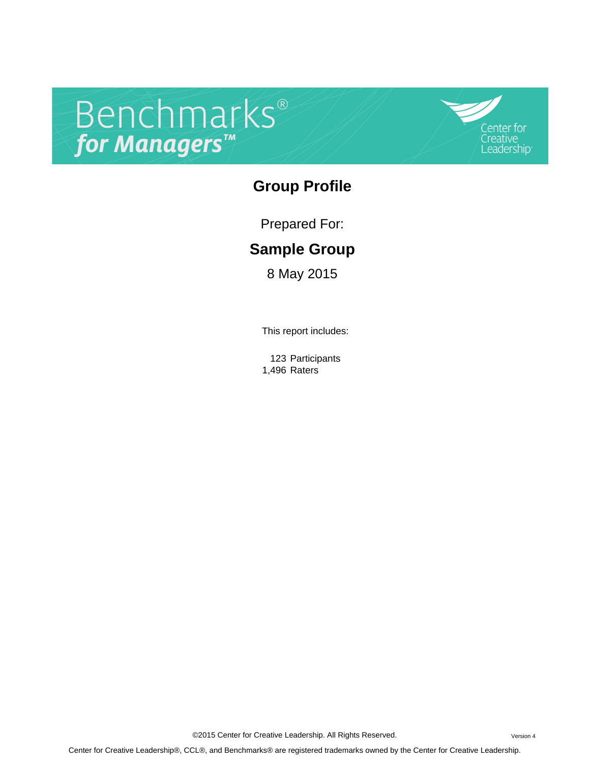# Benchmarks® for Managers™

Center for Creative Leadership

## Group Profile

Prepared For:

**Sample Group**

8 May 2015

This report includes:

123 Participants
1,496 Raters

©2015 Center for Creative Leadership. All Rights Reserved.

Version 4

Center for Creative Leadership®, CCL®, and Benchmarks® are registered trademarks owned by the Center for Creative Leadership.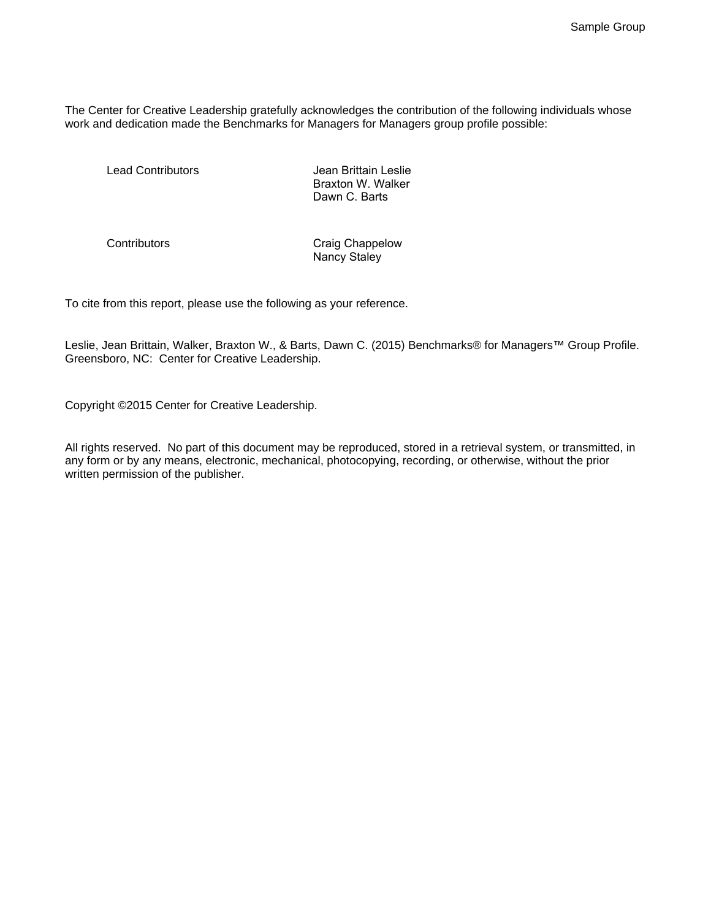The Center for Creative Leadership gratefully acknowledges the contribution of the following individuals whose work and dedication made the Benchmarks for Managers for Managers group profile possible:

| | |
|---|---|
| Lead Contributors | Jean Brittain Leslie<br>Braxton W. Walker<br>Dawn C. Barts |
| Contributors | Craig Chappelow<br>Nancy Staley |

To cite from this report, please use the following as your reference.

Leslie, Jean Brittain, Walker, Braxton W., & Barts, Dawn C. (2015) Benchmarks® for Managers™ Group Profile. Greensboro, NC: Center for Creative Leadership.

Copyright ©2015 Center for Creative Leadership.

All rights reserved. No part of this document may be reproduced, stored in a retrieval system, or transmitted, in any form or by any means, electronic, mechanical, photocopying, recording, or otherwise, without the prior written permission of the publisher.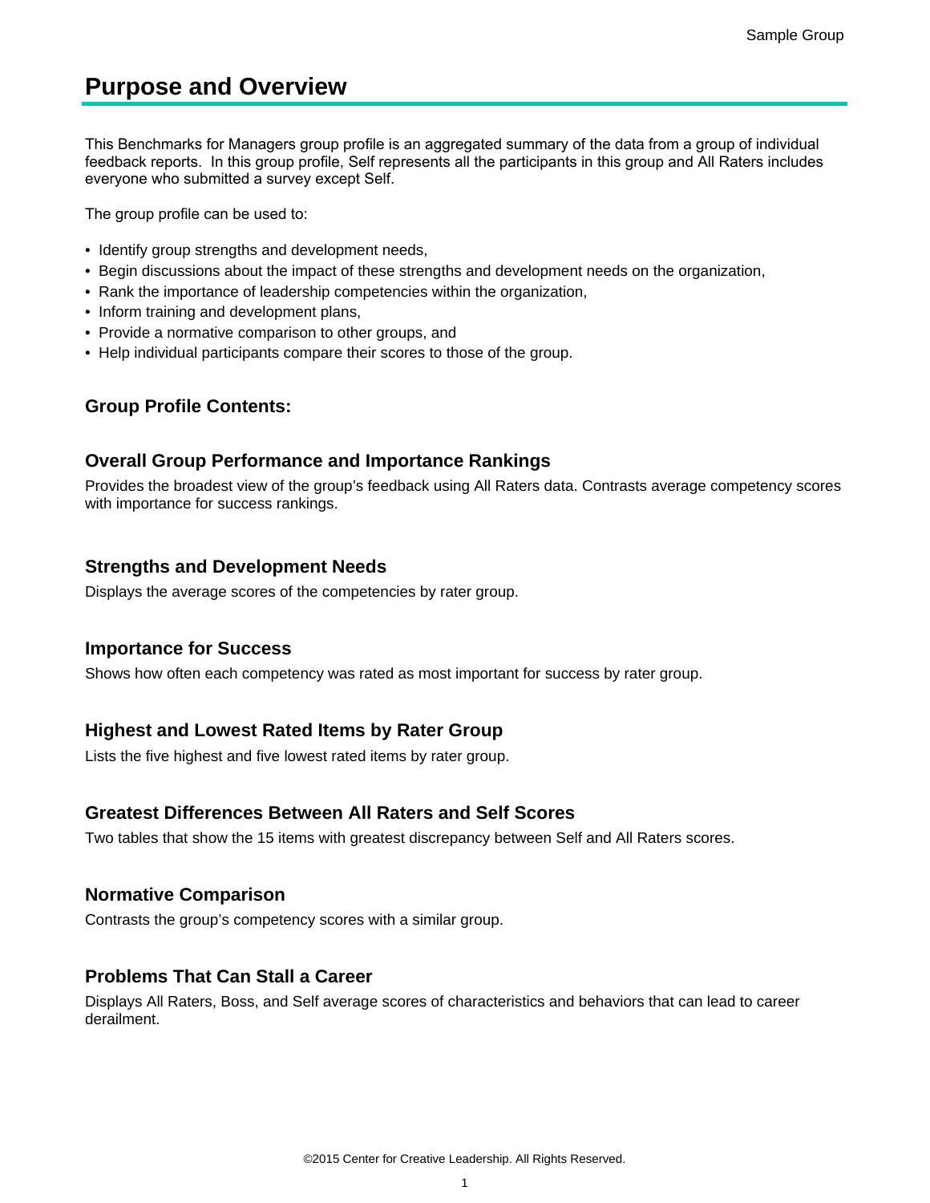# Purpose and Overview

This Benchmarks for Managers group profile is an aggregated summary of the data from a group of individual feedback reports. In this group profile, Self represents all the participants in this group and All Raters includes everyone who submitted a survey except Self.

The group profile can be used to:

- Identify group strengths and development needs,
- Begin discussions about the impact of these strengths and development needs on the organization,
- Rank the importance of leadership competencies within the organization,
- Inform training and development plans,
- Provide a normative comparison to other groups, and
- Help individual participants compare their scores to those of the group.

### Group Profile Contents:

### Overall Group Performance and Importance Rankings

Provides the broadest view of the group's feedback using All Raters data. Contrasts average competency scores with importance for success rankings.

### Strengths and Development Needs

Displays the average scores of the competencies by rater group.

### Importance for Success

Shows how often each competency was rated as most important for success by rater group.

### Highest and Lowest Rated Items by Rater Group

Lists the five highest and five lowest rated items by rater group.

### Greatest Differences Between All Raters and Self Scores

Two tables that show the 15 items with greatest discrepancy between Self and All Raters scores.

### Normative Comparison

Contrasts the group's competency scores with a similar group.

### Problems That Can Stall a Career

Displays All Raters, Boss, and Self average scores of characteristics and behaviors that can lead to career derailment.

©2015 Center for Creative Leadership. All Rights Reserved.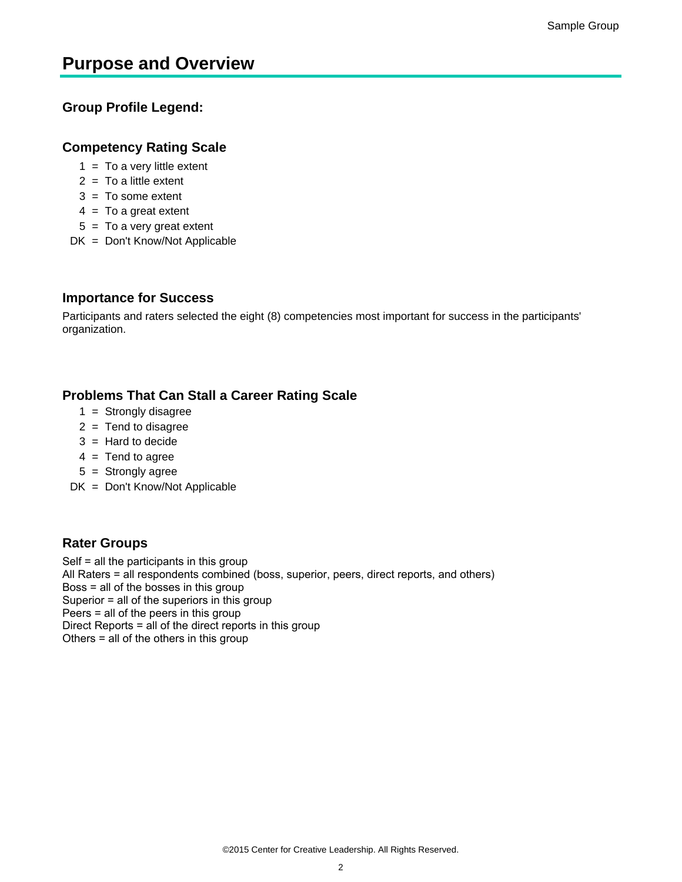# Purpose and Overview

## Group Profile Legend:

### Competency Rating Scale

1 = To a very little extent
2 = To a little extent
3 = To some extent
4 = To a great extent
5 = To a very great extent
DK = Don't Know/Not Applicable

### Importance for Success

Participants and raters selected the eight (8) competencies most important for success in the participants' organization.

### Problems That Can Stall a Career Rating Scale

1 = Strongly disagree
2 = Tend to disagree
3 = Hard to decide
4 = Tend to agree
5 = Strongly agree
DK = Don't Know/Not Applicable

### Rater Groups

Self = all the participants in this group
All Raters = all respondents combined (boss, superior, peers, direct reports, and others)
Boss = all of the bosses in this group
Superior = all of the superiors in this group
Peers = all of the peers in this group
Direct Reports = all of the direct reports in this group
Others = all of the others in this group

©2015 Center for Creative Leadership. All Rights Reserved.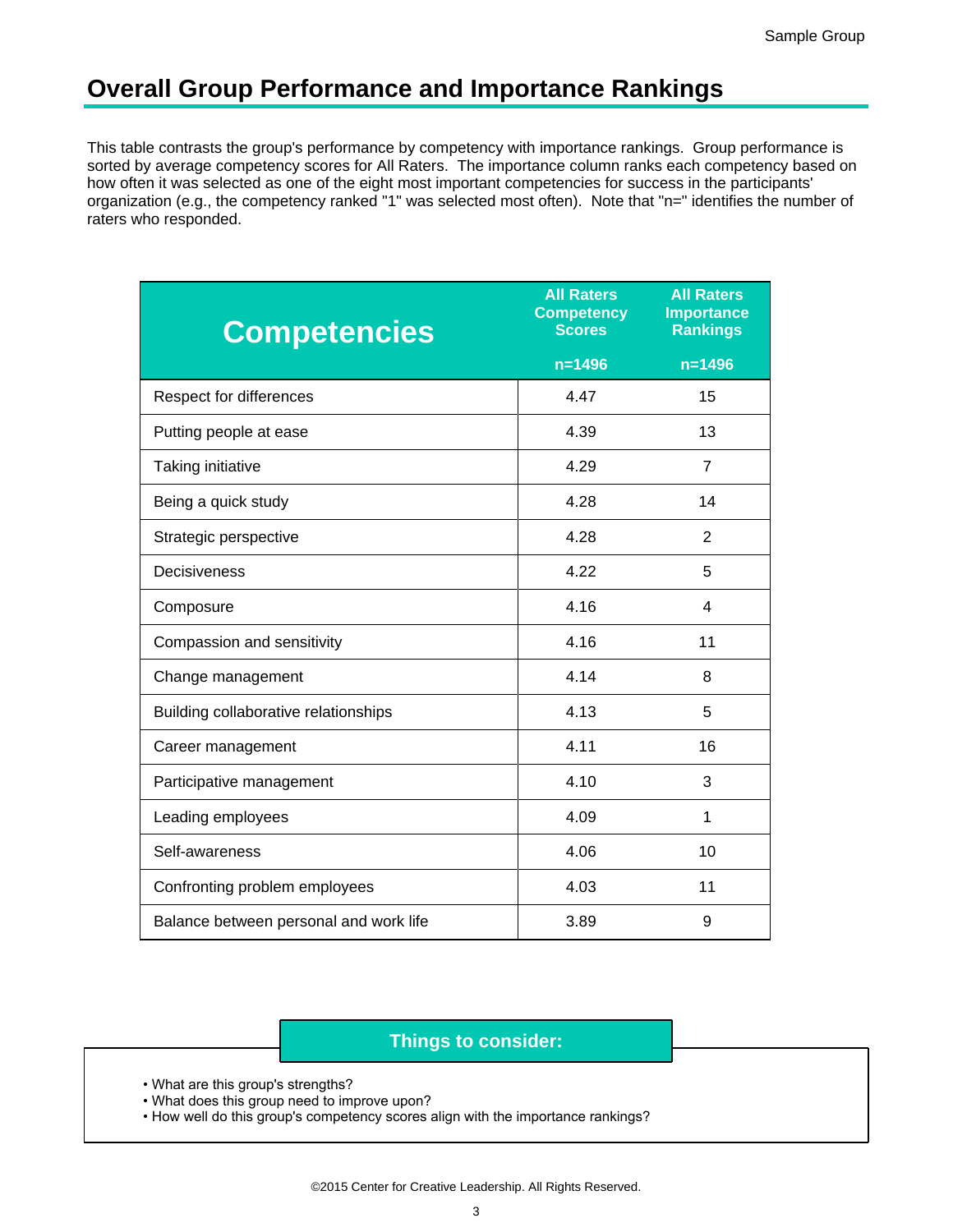# Overall Group Performance and Importance Rankings

This table contrasts the group's performance by competency with importance rankings. Group performance is sorted by average competency scores for All Raters. The importance column ranks each competency based on how often it was selected as one of the eight most important competencies for success in the participants' organization (e.g., the competency ranked "1" was selected most often). Note that "n=" identifies the number of raters who responded.

| Competencies | All Raters Competency Scores n=1496 | All Raters Importance Rankings n=1496 |
|---|---|---|
| Respect for differences | 4.47 | 15 |
| Putting people at ease | 4.39 | 13 |
| Taking initiative | 4.29 | 7 |
| Being a quick study | 4.28 | 14 |
| Strategic perspective | 4.28 | 2 |
| Decisiveness | 4.22 | 5 |
| Composure | 4.16 | 4 |
| Compassion and sensitivity | 4.16 | 11 |
| Change management | 4.14 | 8 |
| Building collaborative relationships | 4.13 | 5 |
| Career management | 4.11 | 16 |
| Participative management | 4.10 | 3 |
| Leading employees | 4.09 | 1 |
| Self-awareness | 4.06 | 10 |
| Confronting problem employees | 4.03 | 11 |
| Balance between personal and work life | 3.89 | 9 |

**Things to consider:**

- What are this group's strengths?
- What does this group need to improve upon?
- How well do this group's competency scores align with the importance rankings?

©2015 Center for Creative Leadership. All Rights Reserved.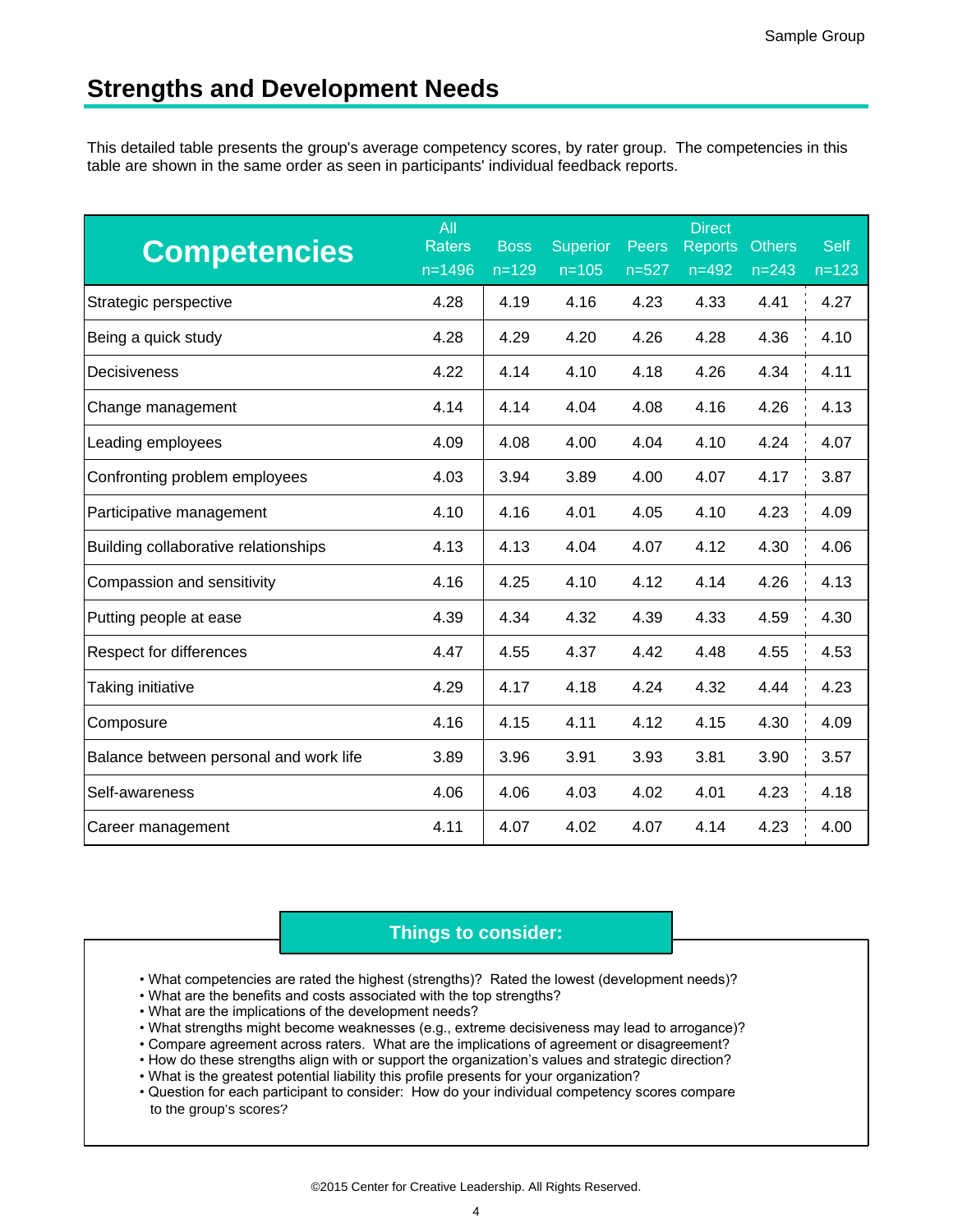## Strengths and Development Needs

This detailed table presents the group's average competency scores, by rater group. The competencies in this table are shown in the same order as seen in participants' individual feedback reports.

| Competencies | All Raters n=1496 | Boss n=129 | Superior n=105 | Peers n=527 | Direct Reports n=492 | Others n=243 | Self n=123 |
|---|---|---|---|---|---|---|---|
| Strategic perspective | 4.28 | 4.19 | 4.16 | 4.23 | 4.33 | 4.41 | 4.27 |
| Being a quick study | 4.28 | 4.29 | 4.20 | 4.26 | 4.28 | 4.36 | 4.10 |
| Decisiveness | 4.22 | 4.14 | 4.10 | 4.18 | 4.26 | 4.34 | 4.11 |
| Change management | 4.14 | 4.14 | 4.04 | 4.08 | 4.16 | 4.26 | 4.13 |
| Leading employees | 4.09 | 4.08 | 4.00 | 4.04 | 4.10 | 4.24 | 4.07 |
| Confronting problem employees | 4.03 | 3.94 | 3.89 | 4.00 | 4.07 | 4.17 | 3.87 |
| Participative management | 4.10 | 4.16 | 4.01 | 4.05 | 4.10 | 4.23 | 4.09 |
| Building collaborative relationships | 4.13 | 4.13 | 4.04 | 4.07 | 4.12 | 4.30 | 4.06 |
| Compassion and sensitivity | 4.16 | 4.25 | 4.10 | 4.12 | 4.14 | 4.26 | 4.13 |
| Putting people at ease | 4.39 | 4.34 | 4.32 | 4.39 | 4.33 | 4.59 | 4.30 |
| Respect for differences | 4.47 | 4.55 | 4.37 | 4.42 | 4.48 | 4.55 | 4.53 |
| Taking initiative | 4.29 | 4.17 | 4.18 | 4.24 | 4.32 | 4.44 | 4.23 |
| Composure | 4.16 | 4.15 | 4.11 | 4.12 | 4.15 | 4.30 | 4.09 |
| Balance between personal and work life | 3.89 | 3.96 | 3.91 | 3.93 | 3.81 | 3.90 | 3.57 |
| Self-awareness | 4.06 | 4.06 | 4.03 | 4.02 | 4.01 | 4.23 | 4.18 |
| Career management | 4.11 | 4.07 | 4.02 | 4.07 | 4.14 | 4.23 | 4.00 |

### Things to consider:

- What competencies are rated the highest (strengths)? Rated the lowest (development needs)?
- What are the benefits and costs associated with the top strengths?
- What are the implications of the development needs?
- What strengths might become weaknesses (e.g., extreme decisiveness may lead to arrogance)?
- Compare agreement across raters. What are the implications of agreement or disagreement?
- How do these strengths align with or support the organization's values and strategic direction?
- What is the greatest potential liability this profile presents for your organization?
- Question for each participant to consider: How do your individual competency scores compare to the group's scores?

©2015 Center for Creative Leadership. All Rights Reserved.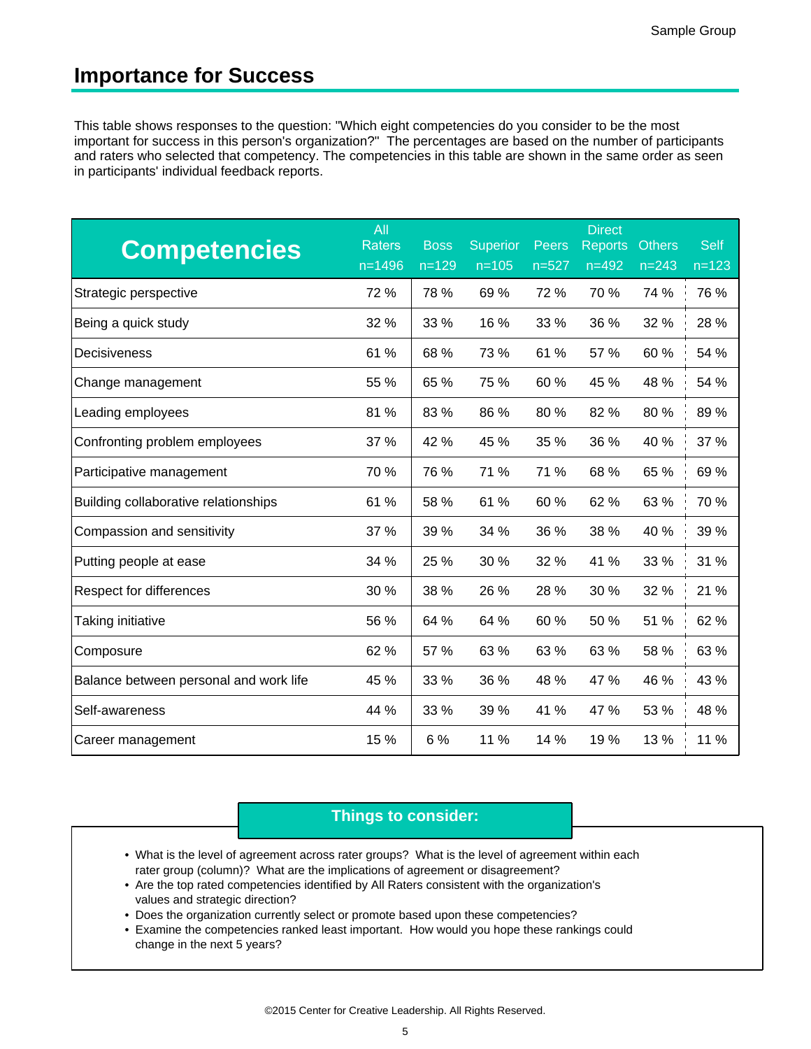## Importance for Success

This table shows responses to the question: "Which eight competencies do you consider to be the most important for success in this person's organization?" The percentages are based on the number of participants and raters who selected that competency. The competencies in this table are shown in the same order as seen in participants' individual feedback reports.

| Competencies | All Raters n=1496 | Boss n=129 | Superior n=105 | Peers n=527 | Direct Reports n=492 | Others n=243 | Self n=123 |
|---|---|---|---|---|---|---|---|
| Strategic perspective | 72 % | 78 % | 69 % | 72 % | 70 % | 74 % | 76 % |
| Being a quick study | 32 % | 33 % | 16 % | 33 % | 36 % | 32 % | 28 % |
| Decisiveness | 61 % | 68 % | 73 % | 61 % | 57 % | 60 % | 54 % |
| Change management | 55 % | 65 % | 75 % | 60 % | 45 % | 48 % | 54 % |
| Leading employees | 81 % | 83 % | 86 % | 80 % | 82 % | 80 % | 89 % |
| Confronting problem employees | 37 % | 42 % | 45 % | 35 % | 36 % | 40 % | 37 % |
| Participative management | 70 % | 76 % | 71 % | 71 % | 68 % | 65 % | 69 % |
| Building collaborative relationships | 61 % | 58 % | 61 % | 60 % | 62 % | 63 % | 70 % |
| Compassion and sensitivity | 37 % | 39 % | 34 % | 36 % | 38 % | 40 % | 39 % |
| Putting people at ease | 34 % | 25 % | 30 % | 32 % | 41 % | 33 % | 31 % |
| Respect for differences | 30 % | 38 % | 26 % | 28 % | 30 % | 32 % | 21 % |
| Taking initiative | 56 % | 64 % | 64 % | 60 % | 50 % | 51 % | 62 % |
| Composure | 62 % | 57 % | 63 % | 63 % | 63 % | 58 % | 63 % |
| Balance between personal and work life | 45 % | 33 % | 36 % | 48 % | 47 % | 46 % | 43 % |
| Self-awareness | 44 % | 33 % | 39 % | 41 % | 47 % | 53 % | 48 % |
| Career management | 15 % | 6 % | 11 % | 14 % | 19 % | 13 % | 11 % |

### Things to consider:

- What is the level of agreement across rater groups? What is the level of agreement within each rater group (column)? What are the implications of agreement or disagreement?
- Are the top rated competencies identified by All Raters consistent with the organization's values and strategic direction?
- Does the organization currently select or promote based upon these competencies?
- Examine the competencies ranked least important. How would you hope these rankings could change in the next 5 years?

©2015 Center for Creative Leadership. All Rights Reserved.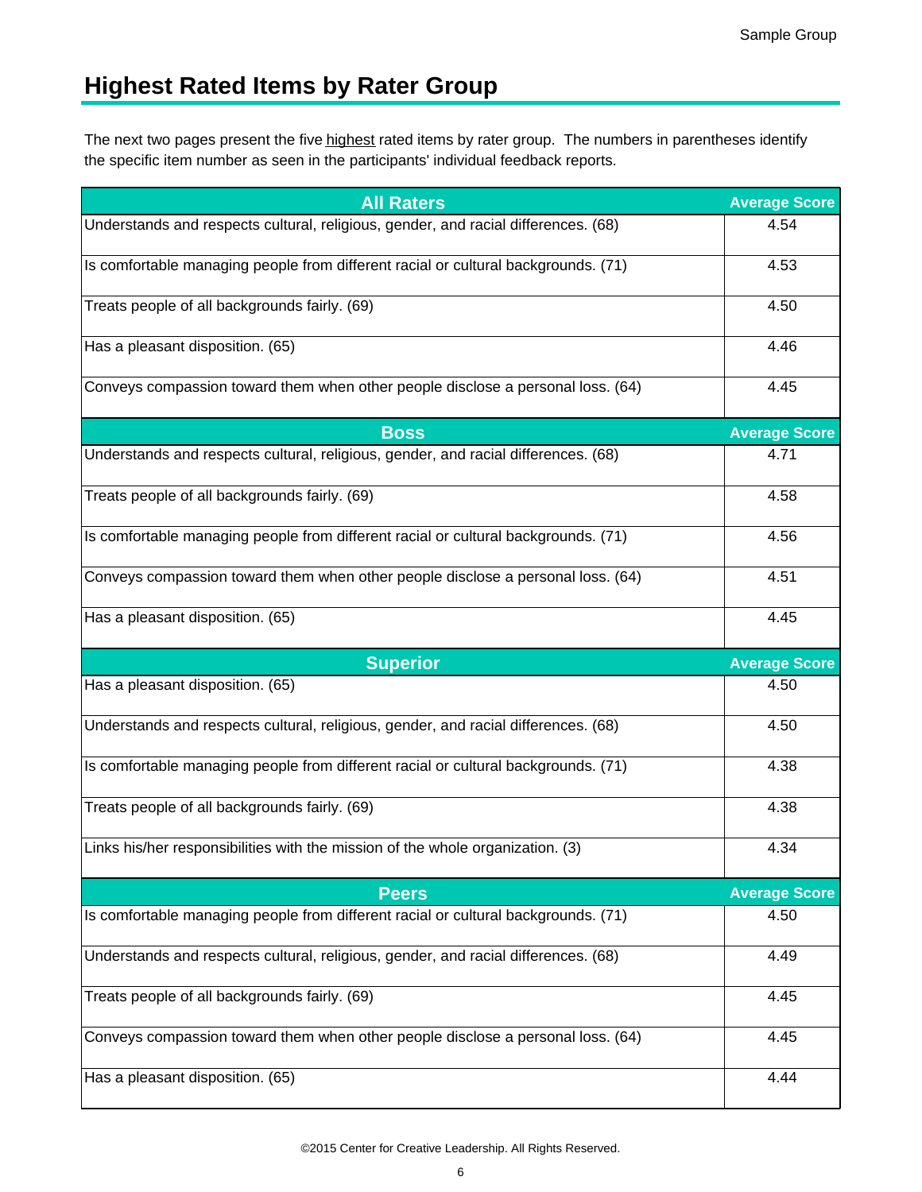## Highest Rated Items by Rater Group

The next two pages present the five highest rated items by rater group. The numbers in parentheses identify the specific item number as seen in the participants' individual feedback reports.

| All Raters | Average Score |
| --- | --- |
| Understands and respects cultural, religious, gender, and racial differences. (68) | 4.54 |
| Is comfortable managing people from different racial or cultural backgrounds. (71) | 4.53 |
| Treats people of all backgrounds fairly. (69) | 4.50 |
| Has a pleasant disposition. (65) | 4.46 |
| Conveys compassion toward them when other people disclose a personal loss. (64) | 4.45 |

| Boss | Average Score |
| --- | --- |
| Understands and respects cultural, religious, gender, and racial differences. (68) | 4.71 |
| Treats people of all backgrounds fairly. (69) | 4.58 |
| Is comfortable managing people from different racial or cultural backgrounds. (71) | 4.56 |
| Conveys compassion toward them when other people disclose a personal loss. (64) | 4.51 |
| Has a pleasant disposition. (65) | 4.45 |

| Superior | Average Score |
| --- | --- |
| Has a pleasant disposition. (65) | 4.50 |
| Understands and respects cultural, religious, gender, and racial differences. (68) | 4.50 |
| Is comfortable managing people from different racial or cultural backgrounds. (71) | 4.38 |
| Treats people of all backgrounds fairly. (69) | 4.38 |
| Links his/her responsibilities with the mission of the whole organization. (3) | 4.34 |

| Peers | Average Score |
| --- | --- |
| Is comfortable managing people from different racial or cultural backgrounds. (71) | 4.50 |
| Understands and respects cultural, religious, gender, and racial differences. (68) | 4.49 |
| Treats people of all backgrounds fairly. (69) | 4.45 |
| Conveys compassion toward them when other people disclose a personal loss. (64) | 4.45 |
| Has a pleasant disposition. (65) | 4.44 |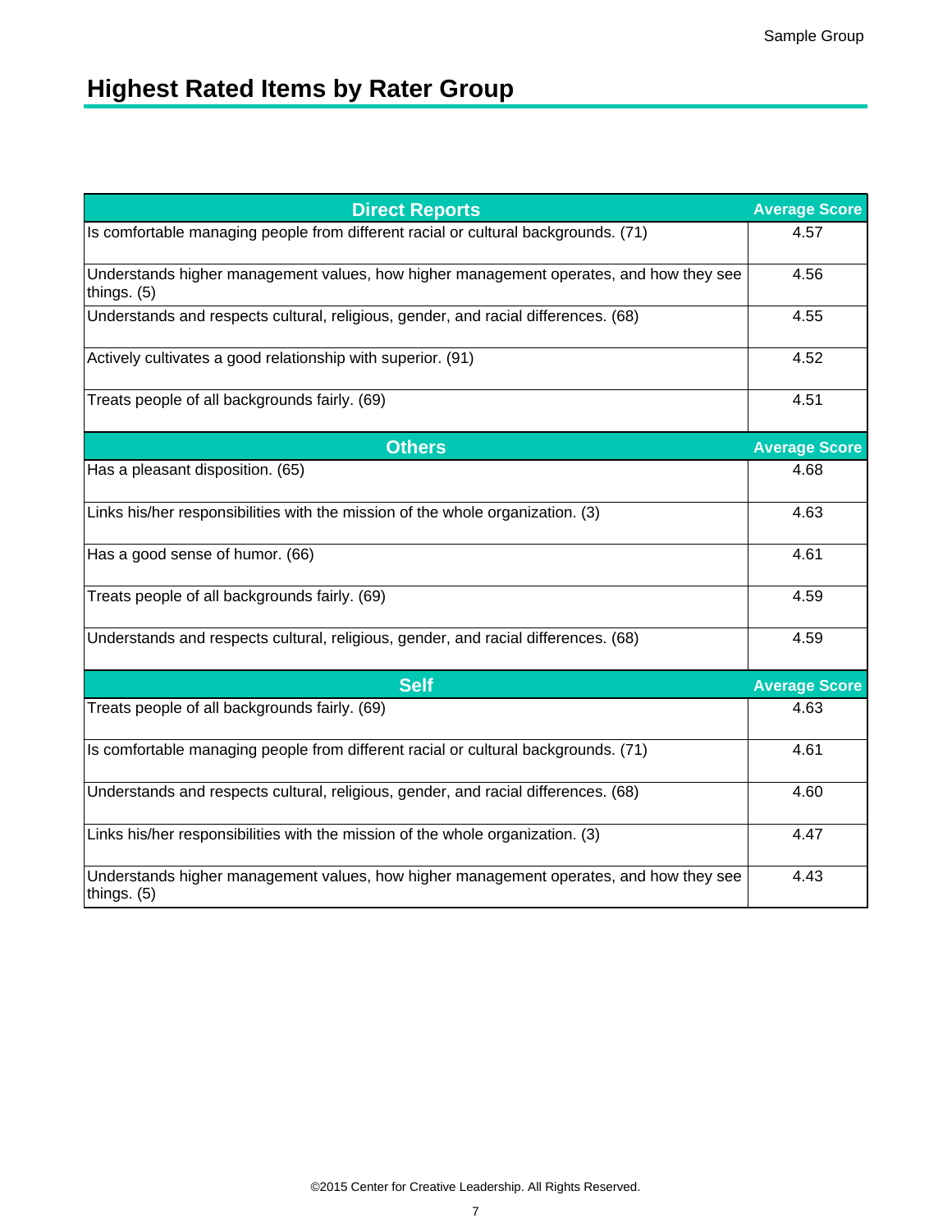## Highest Rated Items by Rater Group

| Direct Reports | Average Score |
|---|---|
| Is comfortable managing people from different racial or cultural backgrounds. (71) | 4.57 |
| Understands higher management values, how higher management operates, and how they see things. (5) | 4.56 |
| Understands and respects cultural, religious, gender, and racial differences. (68) | 4.55 |
| Actively cultivates a good relationship with superior. (91) | 4.52 |
| Treats people of all backgrounds fairly. (69) | 4.51 |
| **Others** | **Average Score** |
| Has a pleasant disposition. (65) | 4.68 |
| Links his/her responsibilities with the mission of the whole organization. (3) | 4.63 |
| Has a good sense of humor. (66) | 4.61 |
| Treats people of all backgrounds fairly. (69) | 4.59 |
| Understands and respects cultural, religious, gender, and racial differences. (68) | 4.59 |
| **Self** | **Average Score** |
| Treats people of all backgrounds fairly. (69) | 4.63 |
| Is comfortable managing people from different racial or cultural backgrounds. (71) | 4.61 |
| Understands and respects cultural, religious, gender, and racial differences. (68) | 4.60 |
| Links his/her responsibilities with the mission of the whole organization. (3) | 4.47 |
| Understands higher management values, how higher management operates, and how they see things. (5) | 4.43 |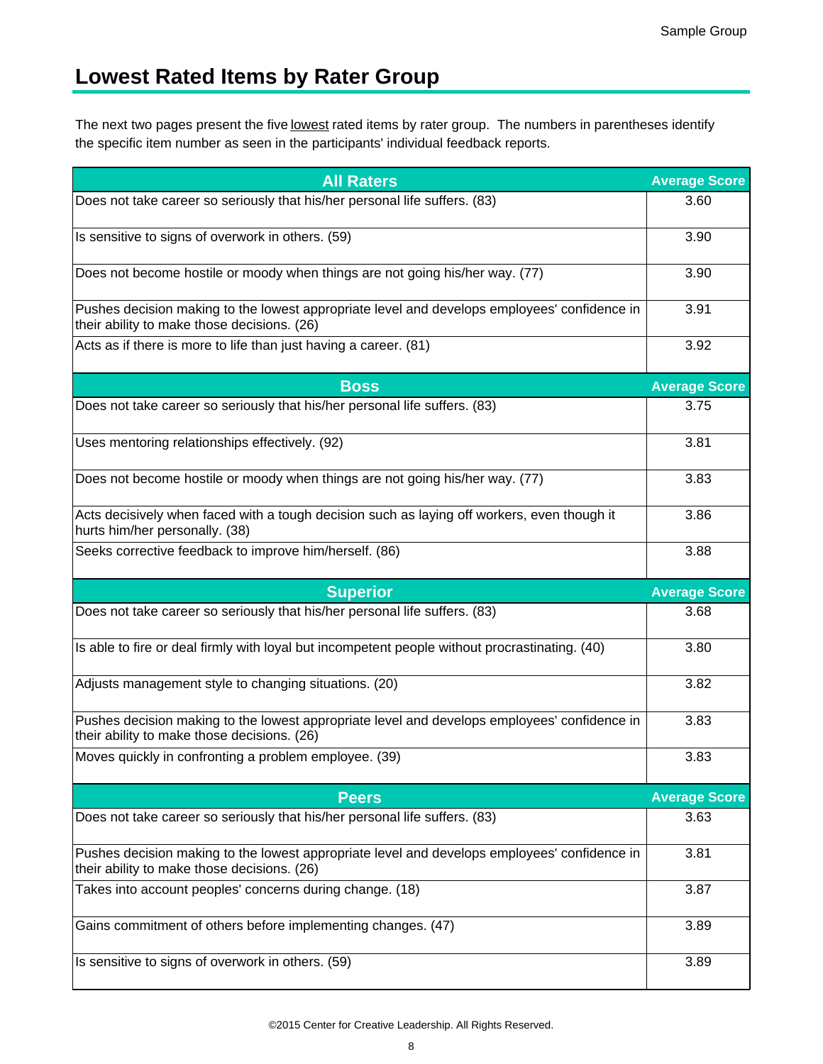## Lowest Rated Items by Rater Group

The next two pages present the five lowest rated items by rater group. The numbers in parentheses identify the specific item number as seen in the participants' individual feedback reports.

| All Raters | Average Score |
|---|---|
| Does not take career so seriously that his/her personal life suffers. (83) | 3.60 |
| Is sensitive to signs of overwork in others. (59) | 3.90 |
| Does not become hostile or moody when things are not going his/her way. (77) | 3.90 |
| Pushes decision making to the lowest appropriate level and develops employees' confidence in their ability to make those decisions. (26) | 3.91 |
| Acts as if there is more to life than just having a career. (81) | 3.92 |
| **Boss** | **Average Score** |
| Does not take career so seriously that his/her personal life suffers. (83) | 3.75 |
| Uses mentoring relationships effectively. (92) | 3.81 |
| Does not become hostile or moody when things are not going his/her way. (77) | 3.83 |
| Acts decisively when faced with a tough decision such as laying off workers, even though it hurts him/her personally. (38) | 3.86 |
| Seeks corrective feedback to improve him/herself. (86) | 3.88 |
| **Superior** | **Average Score** |
| Does not take career so seriously that his/her personal life suffers. (83) | 3.68 |
| Is able to fire or deal firmly with loyal but incompetent people without procrastinating. (40) | 3.80 |
| Adjusts management style to changing situations. (20) | 3.82 |
| Pushes decision making to the lowest appropriate level and develops employees' confidence in their ability to make those decisions. (26) | 3.83 |
| Moves quickly in confronting a problem employee. (39) | 3.83 |
| **Peers** | **Average Score** |
| Does not take career so seriously that his/her personal life suffers. (83) | 3.63 |
| Pushes decision making to the lowest appropriate level and develops employees' confidence in their ability to make those decisions. (26) | 3.81 |
| Takes into account peoples' concerns during change. (18) | 3.87 |
| Gains commitment of others before implementing changes. (47) | 3.89 |
| Is sensitive to signs of overwork in others. (59) | 3.89 |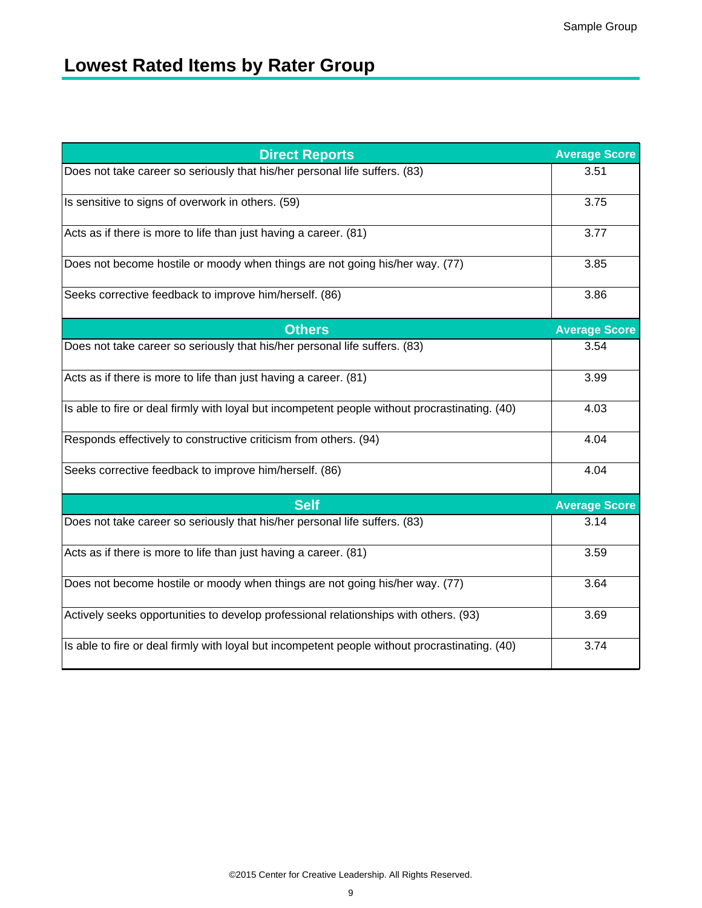## Lowest Rated Items by Rater Group

| Direct Reports | Average Score |
|---|---|
| Does not take career so seriously that his/her personal life suffers. (83) | 3.51 |
| Is sensitive to signs of overwork in others. (59) | 3.75 |
| Acts as if there is more to life than just having a career. (81) | 3.77 |
| Does not become hostile or moody when things are not going his/her way. (77) | 3.85 |
| Seeks corrective feedback to improve him/herself. (86) | 3.86 |
| **Others** | **Average Score** |
| Does not take career so seriously that his/her personal life suffers. (83) | 3.54 |
| Acts as if there is more to life than just having a career. (81) | 3.99 |
| Is able to fire or deal firmly with loyal but incompetent people without procrastinating. (40) | 4.03 |
| Responds effectively to constructive criticism from others. (94) | 4.04 |
| Seeks corrective feedback to improve him/herself. (86) | 4.04 |
| **Self** | **Average Score** |
| Does not take career so seriously that his/her personal life suffers. (83) | 3.14 |
| Acts as if there is more to life than just having a career. (81) | 3.59 |
| Does not become hostile or moody when things are not going his/her way. (77) | 3.64 |
| Actively seeks opportunities to develop professional relationships with others. (93) | 3.69 |
| Is able to fire or deal firmly with loyal but incompetent people without procrastinating. (40) | 3.74 |

©2015 Center for Creative Leadership. All Rights Reserved.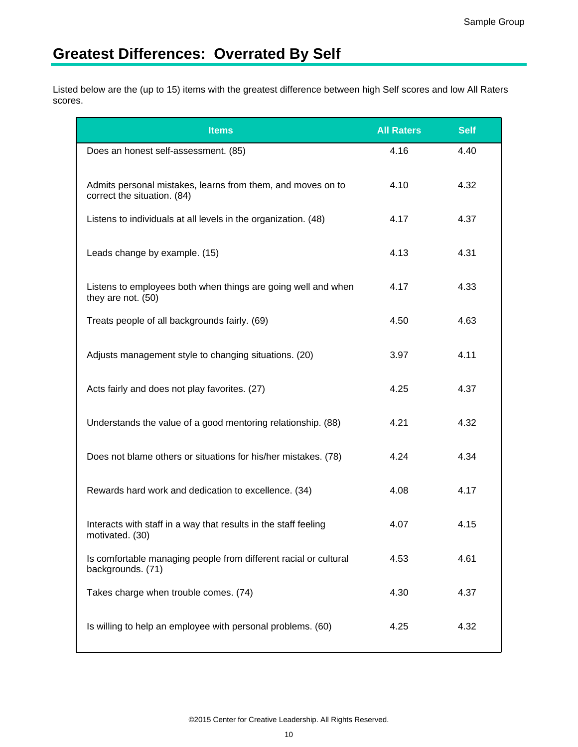# Greatest Differences: Overrated By Self

Listed below are the (up to 15) items with the greatest difference between high Self scores and low All Raters scores.

| Items | All Raters | Self |
|---|---|---|
| Does an honest self-assessment. (85) | 4.16 | 4.40 |
| Admits personal mistakes, learns from them, and moves on to correct the situation. (84) | 4.10 | 4.32 |
| Listens to individuals at all levels in the organization. (48) | 4.17 | 4.37 |
| Leads change by example. (15) | 4.13 | 4.31 |
| Listens to employees both when things are going well and when they are not. (50) | 4.17 | 4.33 |
| Treats people of all backgrounds fairly. (69) | 4.50 | 4.63 |
| Adjusts management style to changing situations. (20) | 3.97 | 4.11 |
| Acts fairly and does not play favorites. (27) | 4.25 | 4.37 |
| Understands the value of a good mentoring relationship. (88) | 4.21 | 4.32 |
| Does not blame others or situations for his/her mistakes. (78) | 4.24 | 4.34 |
| Rewards hard work and dedication to excellence. (34) | 4.08 | 4.17 |
| Interacts with staff in a way that results in the staff feeling motivated. (30) | 4.07 | 4.15 |
| Is comfortable managing people from different racial or cultural backgrounds. (71) | 4.53 | 4.61 |
| Takes charge when trouble comes. (74) | 4.30 | 4.37 |
| Is willing to help an employee with personal problems. (60) | 4.25 | 4.32 |

©2015 Center for Creative Leadership. All Rights Reserved.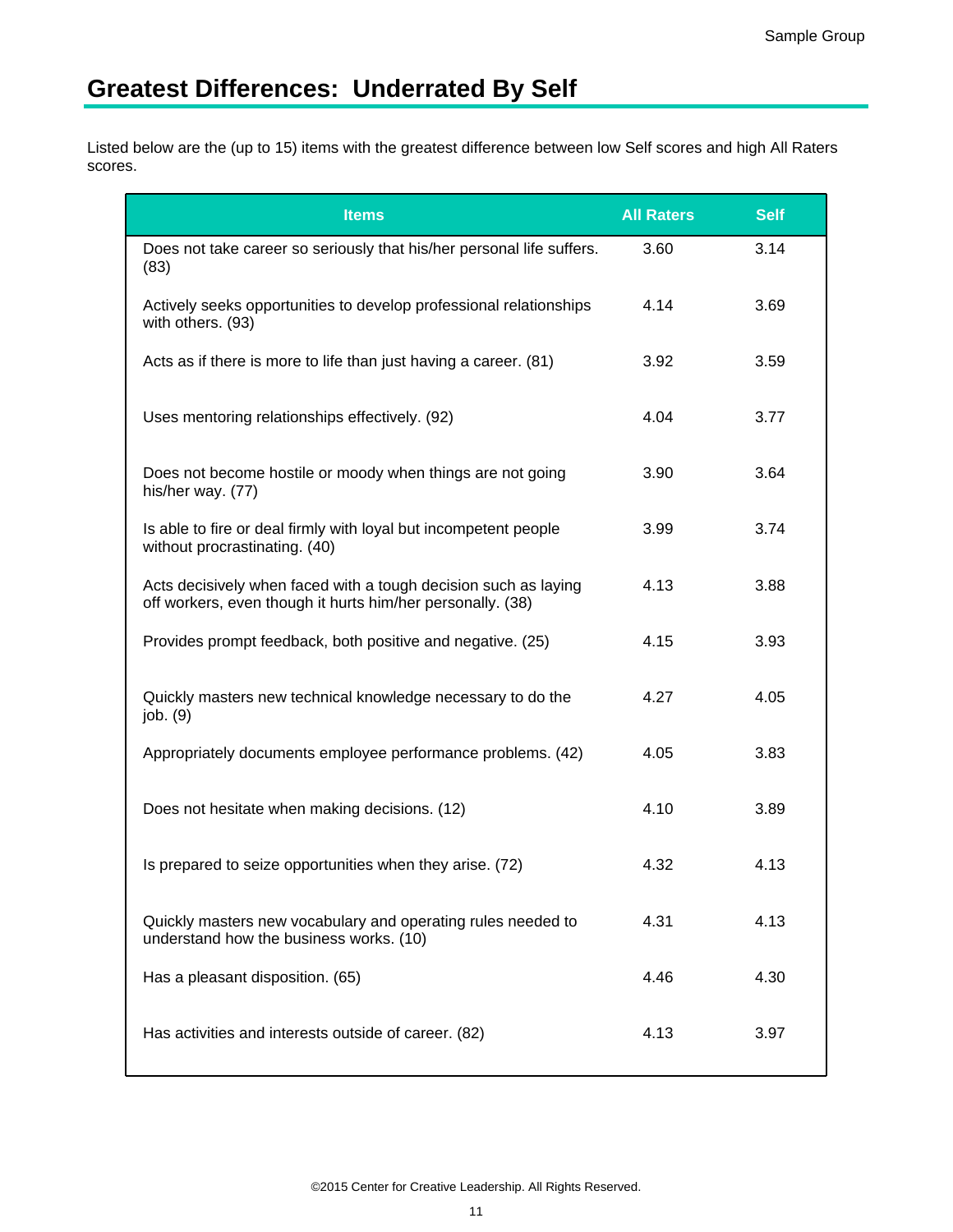# Greatest Differences: Underrated By Self

Listed below are the (up to 15) items with the greatest difference between low Self scores and high All Raters scores.

| Items | All Raters | Self |
|---|---|---|
| Does not take career so seriously that his/her personal life suffers. (83) | 3.60 | 3.14 |
| Actively seeks opportunities to develop professional relationships with others. (93) | 4.14 | 3.69 |
| Acts as if there is more to life than just having a career. (81) | 3.92 | 3.59 |
| Uses mentoring relationships effectively. (92) | 4.04 | 3.77 |
| Does not become hostile or moody when things are not going his/her way. (77) | 3.90 | 3.64 |
| Is able to fire or deal firmly with loyal but incompetent people without procrastinating. (40) | 3.99 | 3.74 |
| Acts decisively when faced with a tough decision such as laying off workers, even though it hurts him/her personally. (38) | 4.13 | 3.88 |
| Provides prompt feedback, both positive and negative. (25) | 4.15 | 3.93 |
| Quickly masters new technical knowledge necessary to do the job. (9) | 4.27 | 4.05 |
| Appropriately documents employee performance problems. (42) | 4.05 | 3.83 |
| Does not hesitate when making decisions. (12) | 4.10 | 3.89 |
| Is prepared to seize opportunities when they arise. (72) | 4.32 | 4.13 |
| Quickly masters new vocabulary and operating rules needed to understand how the business works. (10) | 4.31 | 4.13 |
| Has a pleasant disposition. (65) | 4.46 | 4.30 |
| Has activities and interests outside of career. (82) | 4.13 | 3.97 |

©2015 Center for Creative Leadership. All Rights Reserved.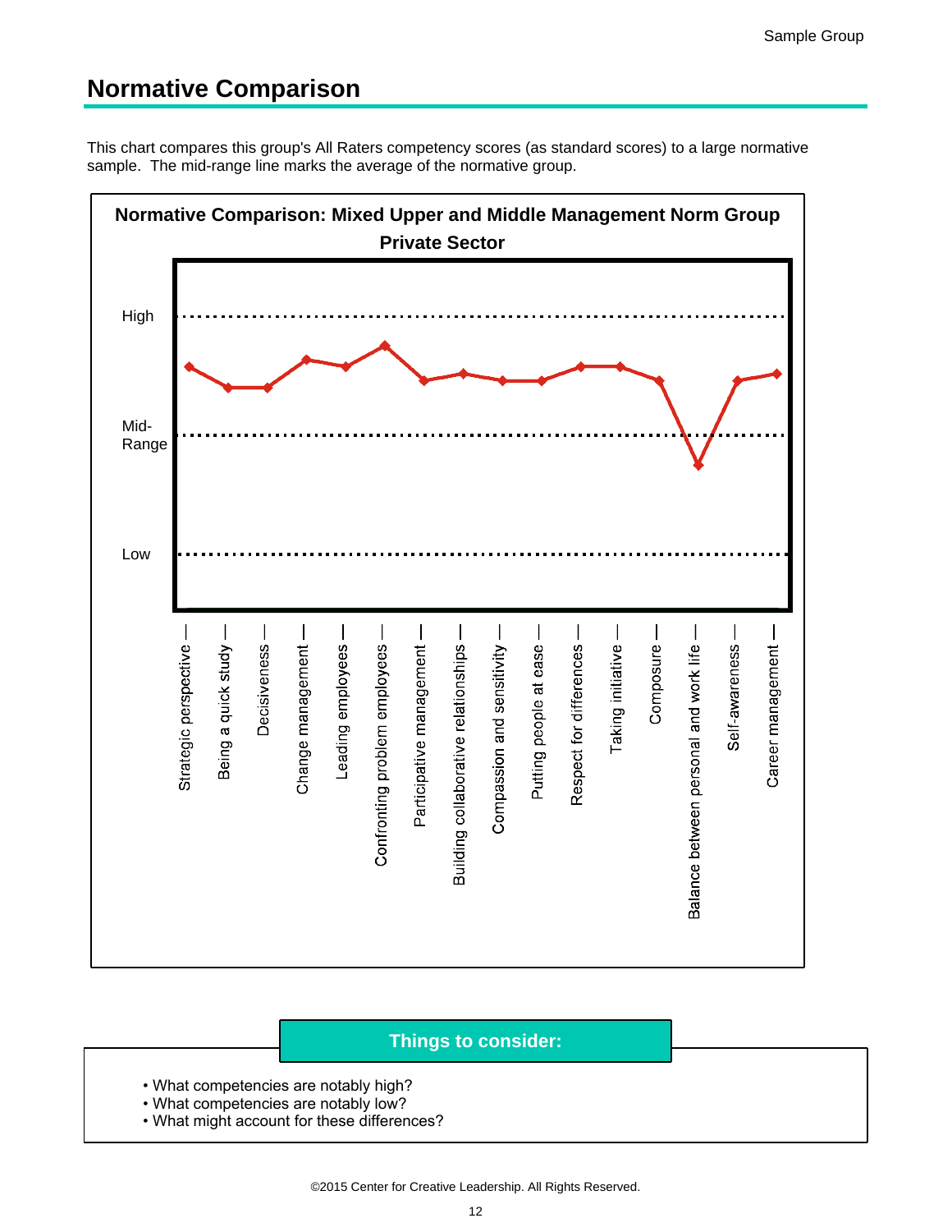## Normative Comparison

This chart compares this group's All Raters competency scores (as standard scores) to a large normative sample. The mid-range line marks the average of the normative group.

**Normative Comparison: Mixed Upper and Middle Management Norm Group**
**Private Sector**

High

Mid-Range

Low

Strategic perspective, Being a quick study, Decisiveness, Change management, Leading employees, Confronting problem employees, Participative management, Building collaborative relationships, Compassion and sensitivity, Putting people at ease, Respect for differences, Taking initiative, Composure, Balance between personal and work life, Self-awareness, Career management

**Things to consider:**

- What competencies are notably high?
- What competencies are notably low?
- What might account for these differences?

©2015 Center for Creative Leadership. All Rights Reserved.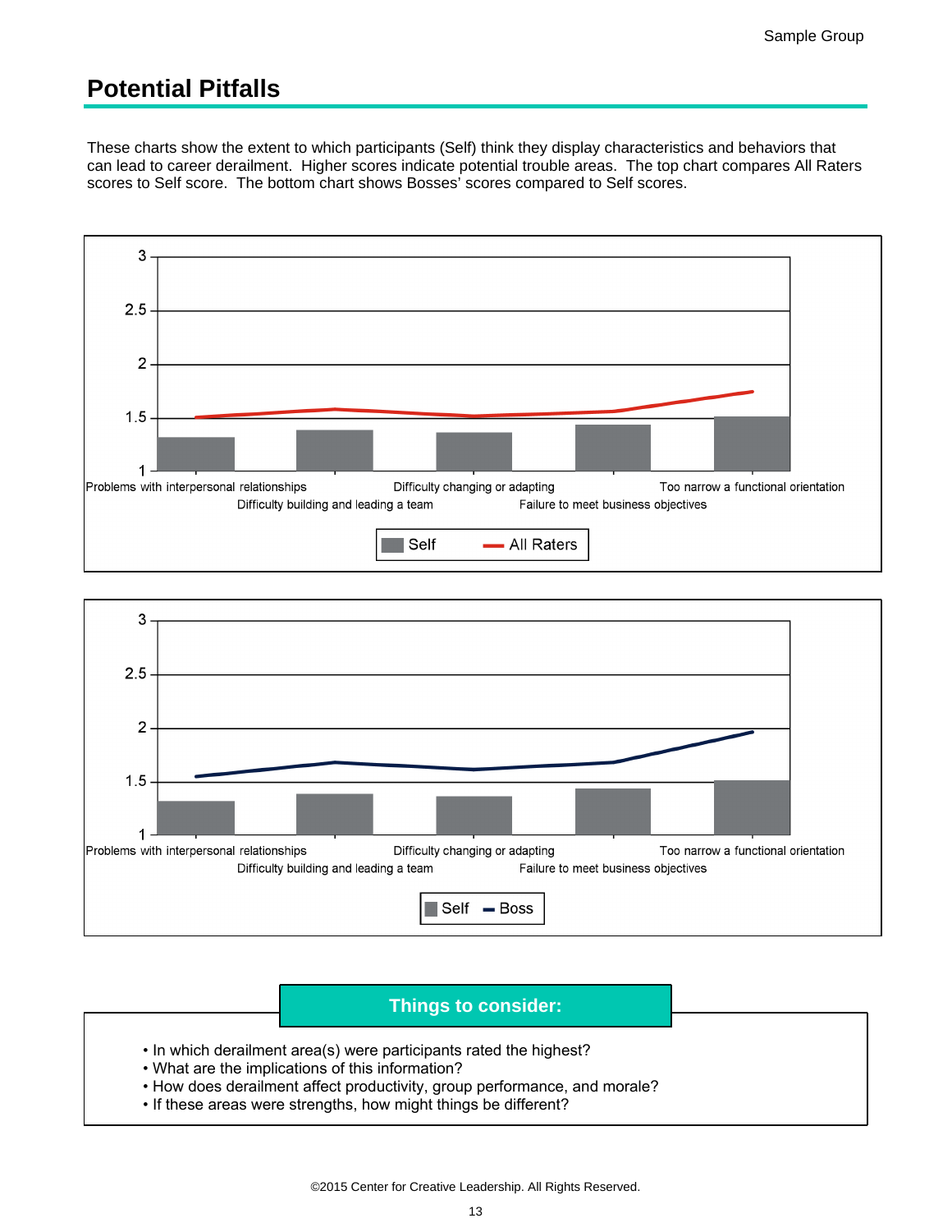# Potential Pitfalls

These charts show the extent to which participants (Self) think they display characteristics and behaviors that can lead to career derailment. Higher scores indicate potential trouble areas. The top chart compares All Raters scores to Self score. The bottom chart shows Bosses' scores compared to Self scores.

3
2.5
2
1.5
1

Problems with interpersonal relationships
Difficulty building and leading a team
Difficulty changing or adapting
Failure to meet business objectives
Too narrow a functional orientation

Self
All Raters

3
2.5
2
1.5
1

Problems with interpersonal relationships
Difficulty building and leading a team
Difficulty changing or adapting
Failure to meet business objectives
Too narrow a functional orientation

Self
Boss

## Things to consider:

- In which derailment area(s) were participants rated the highest?
- What are the implications of this information?
- How does derailment affect productivity, group performance, and morale?
- If these areas were strengths, how might things be different?

©2015 Center for Creative Leadership. All Rights Reserved.